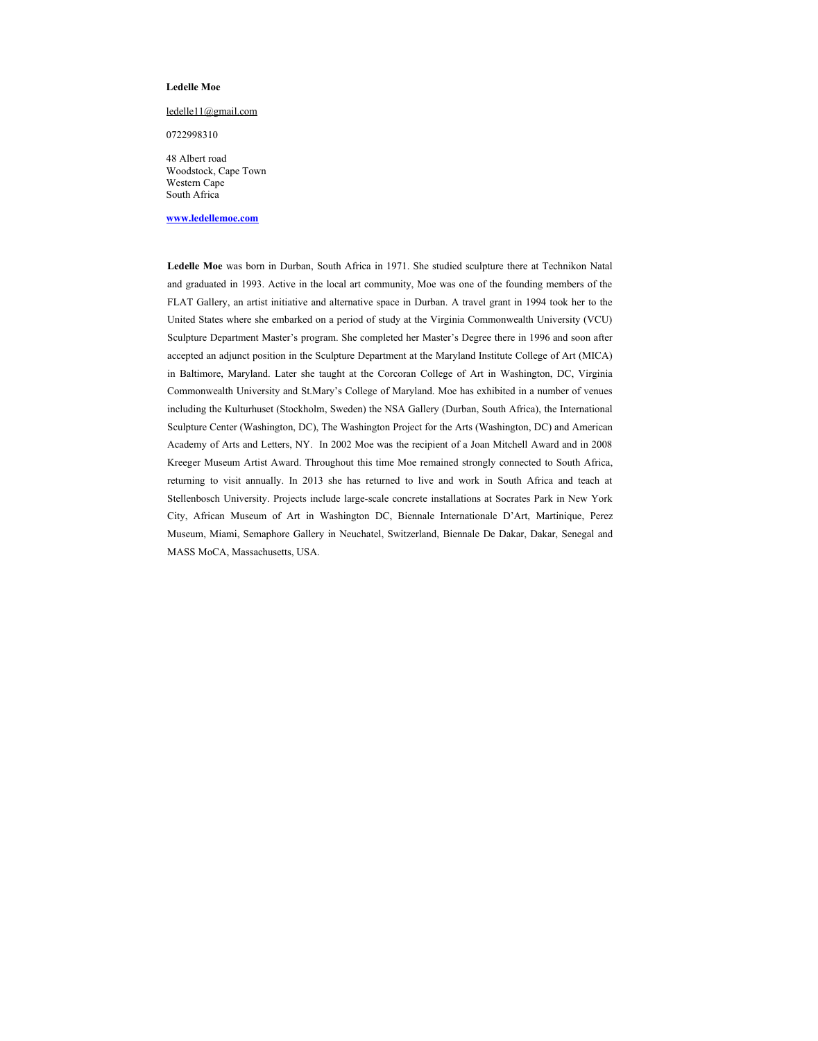**Ledelle Moe**

ledelle11@gmail.com

0722998310

48 Albert road  
Woodstock, Cape Town  
Western Cape  
South Africa

**www.ledellemoe.com**

**Ledelle Moe** was born in Durban, South Africa in 1971. She studied sculpture there at Technikon Natal and graduated in 1993. Active in the local art community, Moe was one of the founding members of the FLAT Gallery, an artist initiative and alternative space in Durban. A travel grant in 1994 took her to the United States where she embarked on a period of study at the Virginia Commonwealth University (VCU) Sculpture Department Master's program. She completed her Master's Degree there in 1996 and soon after accepted an adjunct position in the Sculpture Department at the Maryland Institute College of Art (MICA) in Baltimore, Maryland. Later she taught at the Corcoran College of Art in Washington, DC, Virginia Commonwealth University and St.Mary's College of Maryland. Moe has exhibited in a number of venues including the Kulturhuset (Stockholm, Sweden) the NSA Gallery (Durban, South Africa), the International Sculpture Center (Washington, DC), The Washington Project for the Arts (Washington, DC) and American Academy of Arts and Letters, NY. In 2002 Moe was the recipient of a Joan Mitchell Award and in 2008 Kreeger Museum Artist Award. Throughout this time Moe remained strongly connected to South Africa, returning to visit annually. In 2013 she has returned to live and work in South Africa and teach at Stellenbosch University. Projects include large-scale concrete installations at Socrates Park in New York City, African Museum of Art in Washington DC, Biennale Internationale D'Art, Martinique, Perez Museum, Miami, Semaphore Gallery in Neuchatel, Switzerland, Biennale De Dakar, Dakar, Senegal and MASS MoCA, Massachusetts, USA.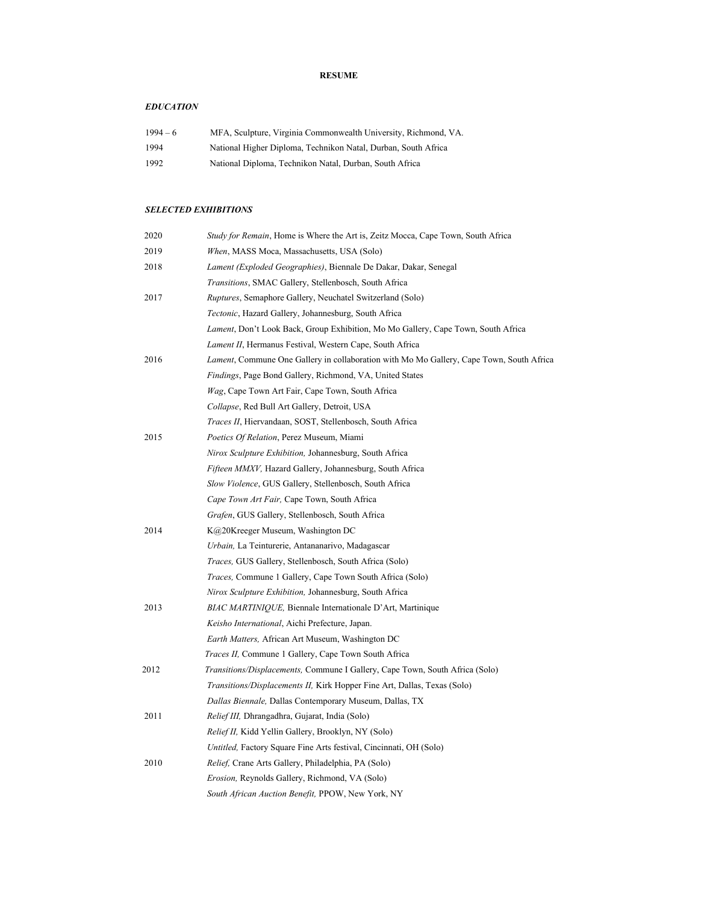**RESUME**

***EDUCATION***

| | |
|---|---|
| 1994 – 6 | MFA, Sculpture, Virginia Commonwealth University, Richmond, VA. |
| 1994 | National Higher Diploma, Technikon Natal, Durban, South Africa |
| 1992 | National Diploma, Technikon Natal, Durban, South Africa |

***SELECTED EXHIBITIONS***

| | |
|---|---|
| 2020 | *Study for Remain*, Home is Where the Art is, Zeitz Mocca, Cape Town, South Africa |
| 2019 | *When*, MASS Moca, Massachusetts, USA (Solo) |
| 2018 | *Lament (Exploded Geographies)*, Biennale De Dakar, Dakar, Senegal |
| | *Transitions*, SMAC Gallery, Stellenbosch, South Africa |
| 2017 | *Ruptures*, Semaphore Gallery, Neuchatel Switzerland (Solo) |
| | *Tectonic*, Hazard Gallery, Johannesburg, South Africa |
| | *Lament*, Don't Look Back, Group Exhibition, Mo Mo Gallery, Cape Town, South Africa |
| | *Lament II*, Hermanus Festival, Western Cape, South Africa |
| 2016 | *Lament*, Commune One Gallery in collaboration with Mo Mo Gallery, Cape Town, South Africa |
| | *Findings*, Page Bond Gallery, Richmond, VA, United States |
| | *Wag*, Cape Town Art Fair, Cape Town, South Africa |
| | *Collapse*, Red Bull Art Gallery, Detroit, USA |
| | *Traces II*, Hiervandaan, SOST, Stellenbosch, South Africa |
| 2015 | *Poetics Of Relation*, Perez Museum, Miami |
| | *Nirox Sculpture Exhibition,* Johannesburg, South Africa |
| | *Fifteen MMXV,* Hazard Gallery, Johannesburg, South Africa |
| | *Slow Violence*, GUS Gallery, Stellenbosch, South Africa |
| | *Cape Town Art Fair,* Cape Town, South Africa |
| | *Grafen*, GUS Gallery, Stellenbosch, South Africa |
| 2014 | K@20Kreeger Museum, Washington DC |
| | *Urbain,* La Teinturerie, Antananarivo, Madagascar |
| | *Traces,* GUS Gallery, Stellenbosch, South Africa (Solo) |
| | *Traces,* Commune 1 Gallery, Cape Town South Africa (Solo) |
| | *Nirox Sculpture Exhibition,* Johannesburg, South Africa |
| 2013 | *BIAC MARTINIQUE,* Biennale Internationale D'Art, Martinique |
| | *Keisho International*, Aichi Prefecture, Japan. |
| | *Earth Matters,* African Art Museum, Washington DC |
| | *Traces II,* Commune 1 Gallery, Cape Town South Africa |
| 2012 | *Transitions/Displacements,* Commune I Gallery, Cape Town, South Africa (Solo) |
| | *Transitions/Displacements II,* Kirk Hopper Fine Art, Dallas, Texas (Solo) |
| | *Dallas Biennale,* Dallas Contemporary Museum, Dallas, TX |
| 2011 | *Relief III,* Dhrangadhra, Gujarat, India (Solo) |
| | *Relief II,* Kidd Yellin Gallery, Brooklyn, NY (Solo) |
| | *Untitled,* Factory Square Fine Arts festival, Cincinnati, OH (Solo) |
| 2010 | *Relief,* Crane Arts Gallery, Philadelphia, PA (Solo) |
| | *Erosion,* Reynolds Gallery, Richmond, VA (Solo) |
| | *South African Auction Benefit,* PPOW, New York, NY |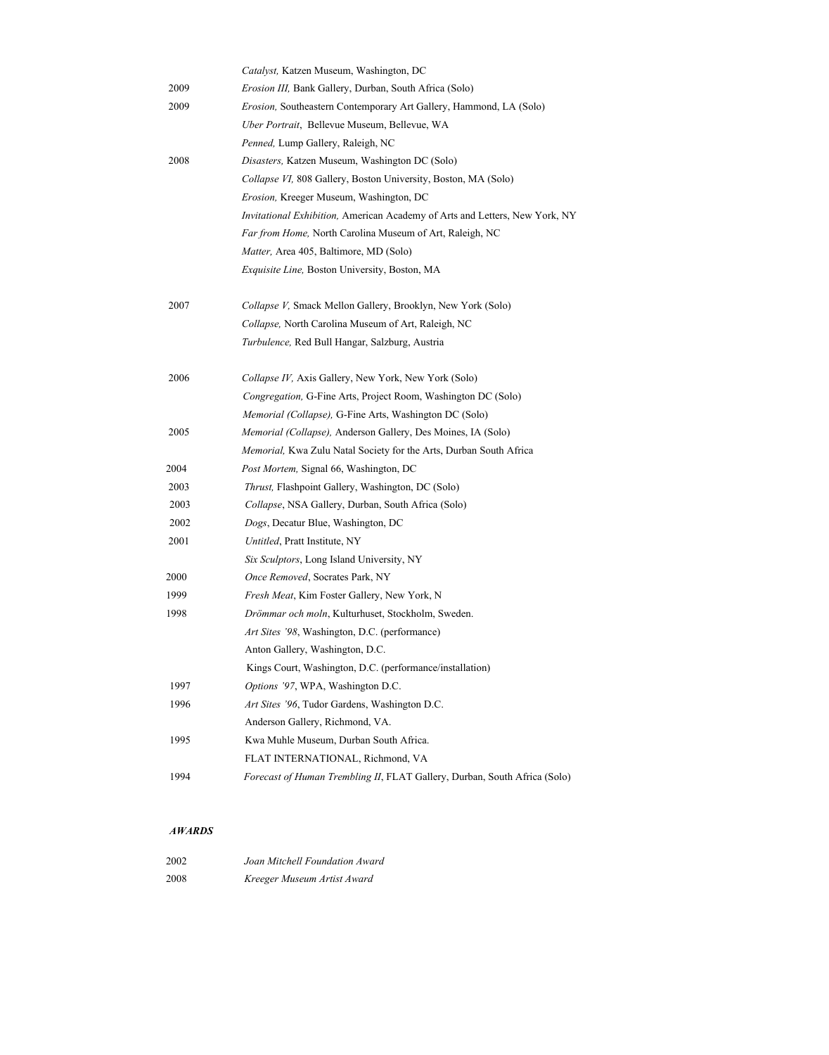| | |
|---|---|
| | *Catalyst,* Katzen Museum, Washington, DC |
| 2009 | *Erosion III,* Bank Gallery, Durban, South Africa (Solo) |
| 2009 | *Erosion,* Southeastern Contemporary Art Gallery, Hammond, LA (Solo) |
| | *Uber Portrait*, Bellevue Museum, Bellevue, WA |
| | *Penned,* Lump Gallery, Raleigh, NC |
| 2008 | *Disasters,* Katzen Museum, Washington DC (Solo) |
| | *Collapse VI,* 808 Gallery, Boston University, Boston, MA (Solo) |
| | *Erosion,* Kreeger Museum, Washington, DC |
| | *Invitational Exhibition,* American Academy of Arts and Letters, New York, NY |
| | *Far from Home,* North Carolina Museum of Art, Raleigh, NC |
| | *Matter,* Area 405, Baltimore, MD (Solo) |
| | *Exquisite Line,* Boston University, Boston, MA |
| 2007 | *Collapse V,* Smack Mellon Gallery, Brooklyn, New York (Solo) |
| | *Collapse,* North Carolina Museum of Art, Raleigh, NC |
| | *Turbulence,* Red Bull Hangar, Salzburg, Austria |
| 2006 | *Collapse IV,* Axis Gallery, New York, New York (Solo) |
| | *Congregation,* G-Fine Arts, Project Room, Washington DC (Solo) |
| | *Memorial (Collapse),* G-Fine Arts, Washington DC (Solo) |
| 2005 | *Memorial (Collapse),* Anderson Gallery, Des Moines, IA (Solo) |
| | *Memorial,* Kwa Zulu Natal Society for the Arts, Durban South Africa |
| 2004 | *Post Mortem,* Signal 66, Washington, DC |
| 2003 | *Thrust,* Flashpoint Gallery, Washington, DC (Solo) |
| 2003 | *Collapse*, NSA Gallery, Durban, South Africa (Solo) |
| 2002 | *Dogs*, Decatur Blue, Washington, DC |
| 2001 | *Untitled*, Pratt Institute, NY |
| | *Six Sculptors*, Long Island University, NY |
| 2000 | *Once Removed*, Socrates Park, NY |
| 1999 | *Fresh Meat*, Kim Foster Gallery, New York, N |
| 1998 | *Drömmar och moln*, Kulturhuset, Stockholm, Sweden. |
| | *Art Sites '98*, Washington, D.C. (performance) |
| | Anton Gallery, Washington, D.C. |
| | Kings Court, Washington, D.C. (performance/installation) |
| 1997 | *Options '97*, WPA, Washington D.C. |
| 1996 | *Art Sites '96*, Tudor Gardens, Washington D.C. |
| | Anderson Gallery, Richmond, VA. |
| 1995 | Kwa Muhle Museum, Durban South Africa. |
| | FLAT INTERNATIONAL, Richmond, VA |
| 1994 | *Forecast of Human Trembling II*, FLAT Gallery, Durban, South Africa (Solo) |

***AWARDS***

| | |
|---|---|
| 2002 | *Joan Mitchell Foundation Award* |
| 2008 | *Kreeger Museum Artist Award* |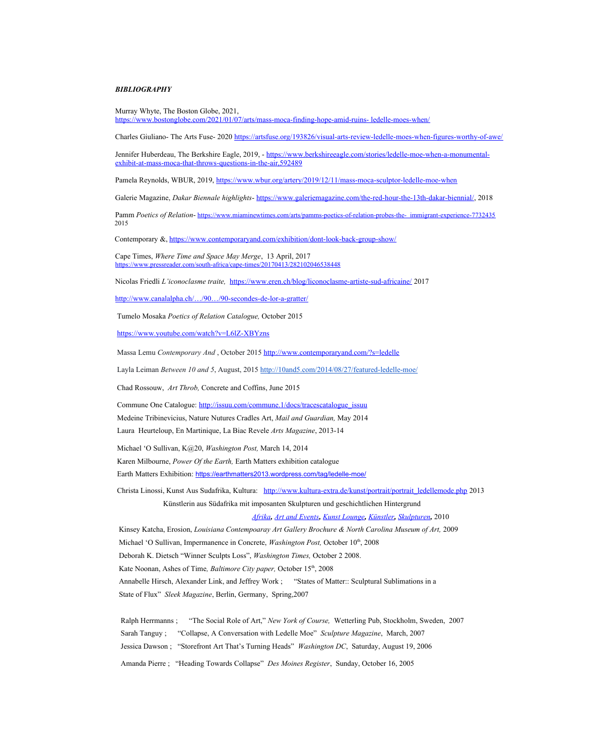***BIBLIOGRAPHY***

Murray Whyte, The Boston Globe, 2021, https://www.bostonglobe.com/2021/01/07/arts/mass-moca-finding-hope-amid-ruins- ledelle-moes-when/

Charles Giuliano- The Arts Fuse- 2020 https://artsfuse.org/193826/visual-arts-review-ledelle-moes-when-figures-worthy-of-awe/

Jennifer Huberdeau, The Berkshire Eagle, 2019, - https://www.berkshireeagle.com/stories/ledelle-moe-when-a-monumental-exhibit-at-mass-moca-that-throws-questions-in-the-air,592489

Pamela Reynolds, WBUR, 2019, https://www.wbur.org/artery/2019/12/11/mass-moca-sculptor-ledelle-moe-when

Galerie Magazine, *Dakar Biennale highlights*- https://www.galeriemagazine.com/the-red-hour-the-13th-dakar-biennial/, 2018

Pamm *Poetics of Relation*- https://www.miaminewtimes.com/arts/pamms-poetics-of-relation-probes-the- immigrant-experience-7732435 2015

Contemporary &, https://www.contemporaryand.com/exhibition/dont-look-back-group-show/

Cape Times, *Where Time and Space May Merge*, 13 April, 2017 https://www.pressreader.com/south-africa/cape-times/20170413/282102046538448

Nicolas Friedli *L'iconoclasme traite,* https://www.eren.ch/blog/liconoclasme-artiste-sud-africaine/ 2017

http://www.canalalpha.ch/…/90…/90-secondes-de-lor-a-gratter/

Tumelo Mosaka *Poetics of Relation Catalogue,* October 2015

https://www.youtube.com/watch?v=L6lZ-XBYzns

Massa Lemu *Contemporary And* , October 2015 http://www.contemporaryand.com/?s=ledelle

Layla Leiman *Between 10 and 5*, August, 2015 http://10and5.com/2014/08/27/featured-ledelle-moe/

Chad Rossouw, *Art Throb,* Concrete and Coffins, June 2015

Commune One Catalogue: http://issuu.com/commune.1/docs/tracescatalogue_issuu

Medeine Tribinevicius, Nature Nutures Cradles Art, *Mail and Guardian,* May 2014

Laura Heurteloup, En Martinique, La Biac Revele *Arts Magazine*, 2013-14

Michael 'O Sullivan, K@20, *Washington Post,* March 14, 2014

Karen Milbourne, *Power Of the Earth,* Earth Matters exhibition catalogue

Earth Matters Exhibition: https://earthmatters2013.wordpress.com/tag/ledelle-moe/

Christa Linossi, Kunst Aus Sudafrika, Kultura: http://www.kultura-extra.de/kunst/portrait/portrait_ledellemode.php 2013

Künstlerin aus Südafrika mit imposanten Skulpturen und geschichtlichen Hintergrund

***Afrika, Art and Events, Kunst Lounge, Künstler, Skulpturen,*** 2010

Kinsey Katcha, Erosion, *Louisiana Contempoaray Art Gallery Brochure & North Carolina Museum of Art,* 2009

Michael 'O Sullivan, Impermanence in Concrete, *Washington Post,* October 10th, 2008

Deborah K. Dietsch "Winner Sculpts Loss", *Washington Times,* October 2 2008.

Kate Noonan, Ashes of Time*, Baltimore City paper,* October 15th, 2008

Annabelle Hirsch, Alexander Link, and Jeffrey Work ; "States of Matter:: Sculptural Sublimations in a State of Flux" *Sleek Magazine*, Berlin, Germany, Spring,2007

Ralph Herrmanns ; "The Social Role of Art," *New York of Course,* Wetterling Pub, Stockholm, Sweden, 2007

Sarah Tanguy ; "Collapse, A Conversation with Ledelle Moe" *Sculpture Magazine*, March, 2007

Jessica Dawson ; "Storefront Art That's Turning Heads" *Washington DC*, Saturday, August 19, 2006

Amanda Pierre ; "Heading Towards Collapse" *Des Moines Register*, Sunday, October 16, 2005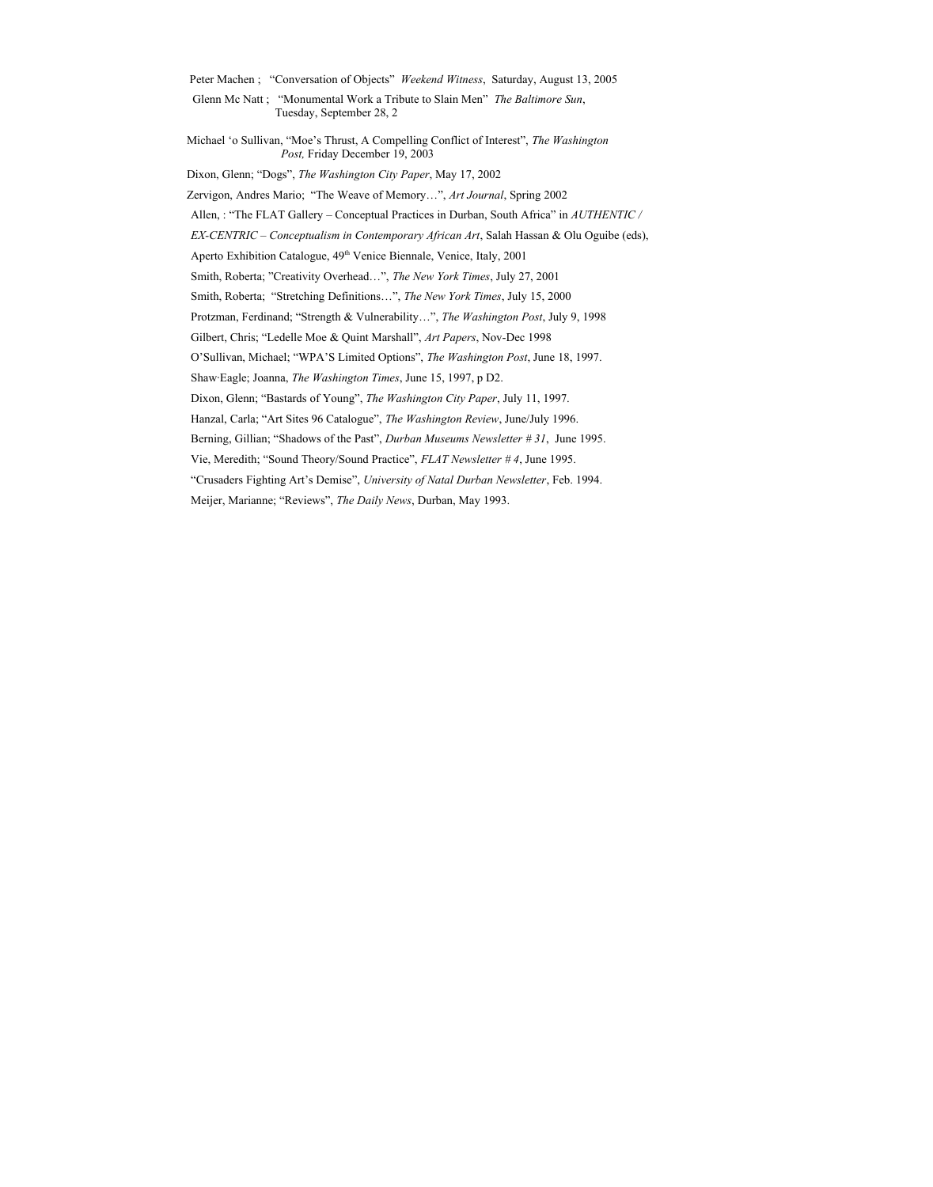Peter Machen ; "Conversation of Objects" *Weekend Witness*, Saturday, August 13, 2005

Glenn Mc Natt ; "Monumental Work a Tribute to Slain Men" *The Baltimore Sun*, Tuesday, September 28, 2

Michael 'o Sullivan, "Moe's Thrust, A Compelling Conflict of Interest", *The Washington Post,* Friday December 19, 2003

Dixon, Glenn; "Dogs", *The Washington City Paper*, May 17, 2002

Zervigon, Andres Mario; "The Weave of Memory…", *Art Journal*, Spring 2002

Allen, : "The FLAT Gallery – Conceptual Practices in Durban, South Africa" in *AUTHENTIC / EX-CENTRIC – Conceptualism in Contemporary African Art*, Salah Hassan & Olu Oguibe (eds), Aperto Exhibition Catalogue, 49th Venice Biennale, Venice, Italy, 2001

Smith, Roberta; "Creativity Overhead…", *The New York Times*, July 27, 2001

Smith, Roberta; "Stretching Definitions…", *The New York Times*, July 15, 2000

Protzman, Ferdinand; "Strength & Vulnerability…", *The Washington Post*, July 9, 1998

Gilbert, Chris; "Ledelle Moe & Quint Marshall", *Art Papers*, Nov-Dec 1998

O'Sullivan, Michael; "WPA'S Limited Options", *The Washington Post*, June 18, 1997.

Shaw·Eagle; Joanna, *The Washington Times*, June 15, 1997, p D2.

Dixon, Glenn; "Bastards of Young", *The Washington City Paper*, July 11, 1997.

Hanzal, Carla; "Art Sites 96 Catalogue", *The Washington Review*, June/July 1996.

Berning, Gillian; "Shadows of the Past", *Durban Museums Newsletter # 31*, June 1995.

Vie, Meredith; "Sound Theory/Sound Practice", *FLAT Newsletter # 4*, June 1995.

"Crusaders Fighting Art's Demise", *University of Natal Durban Newsletter*, Feb. 1994.

Meijer, Marianne; "Reviews", *The Daily News*, Durban, May 1993.